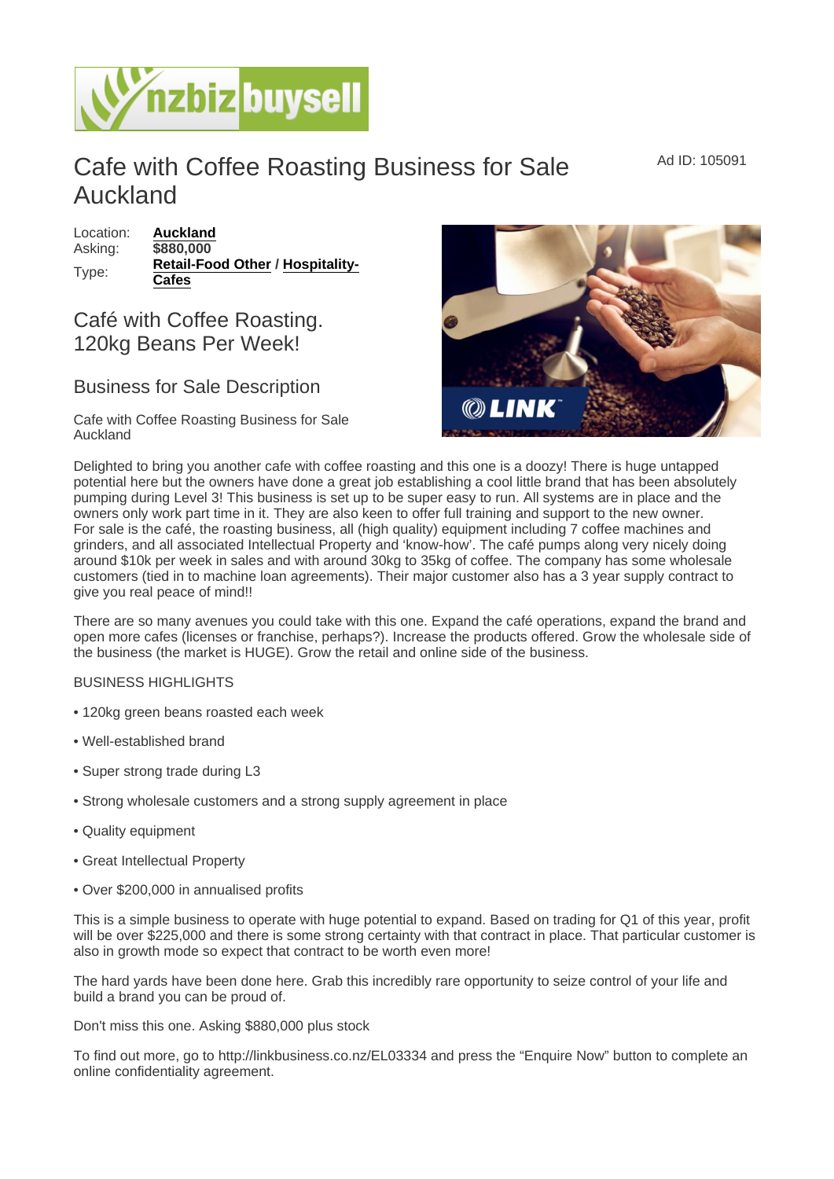# Cafe with Coffee Roasting Business for Sale Auckland

Ad ID: 105091

Location: **Auckland**
Asking: **$880,000**
Type: **Retail-Food Other** / **Hospitality-Cafes**

## Café with Coffee Roasting. 120kg Beans Per Week!

### Business for Sale Description

Cafe with Coffee Roasting Business for Sale Auckland

Delighted to bring you another cafe with coffee roasting and this one is a doozy! There is huge untapped potential here but the owners have done a great job establishing a cool little brand that has been absolutely pumping during Level 3! This business is set up to be super easy to run. All systems are in place and the owners only work part time in it. They are also keen to offer full training and support to the new owner. For sale is the café, the roasting business, all (high quality) equipment including 7 coffee machines and grinders, and all associated Intellectual Property and 'know-how'. The café pumps along very nicely doing around $10k per week in sales and with around 30kg to 35kg of coffee. The company has some wholesale customers (tied in to machine loan agreements). Their major customer also has a 3 year supply contract to give you real peace of mind!!

There are so many avenues you could take with this one. Expand the café operations, expand the brand and open more cafes (licenses or franchise, perhaps?). Increase the products offered. Grow the wholesale side of the business (the market is HUGE). Grow the retail and online side of the business.

BUSINESS HIGHLIGHTS

- 120kg green beans roasted each week
- Well-established brand
- Super strong trade during L3
- Strong wholesale customers and a strong supply agreement in place
- Quality equipment
- Great Intellectual Property
- Over $200,000 in annualised profits

This is a simple business to operate with huge potential to expand. Based on trading for Q1 of this year, profit will be over $225,000 and there is some strong certainty with that contract in place. That particular customer is also in growth mode so expect that contract to be worth even more!

The hard yards have been done here. Grab this incredibly rare opportunity to seize control of your life and build a brand you can be proud of.

Don't miss this one. Asking $880,000 plus stock

To find out more, go to http://linkbusiness.co.nz/EL03334 and press the "Enquire Now" button to complete an online confidentiality agreement.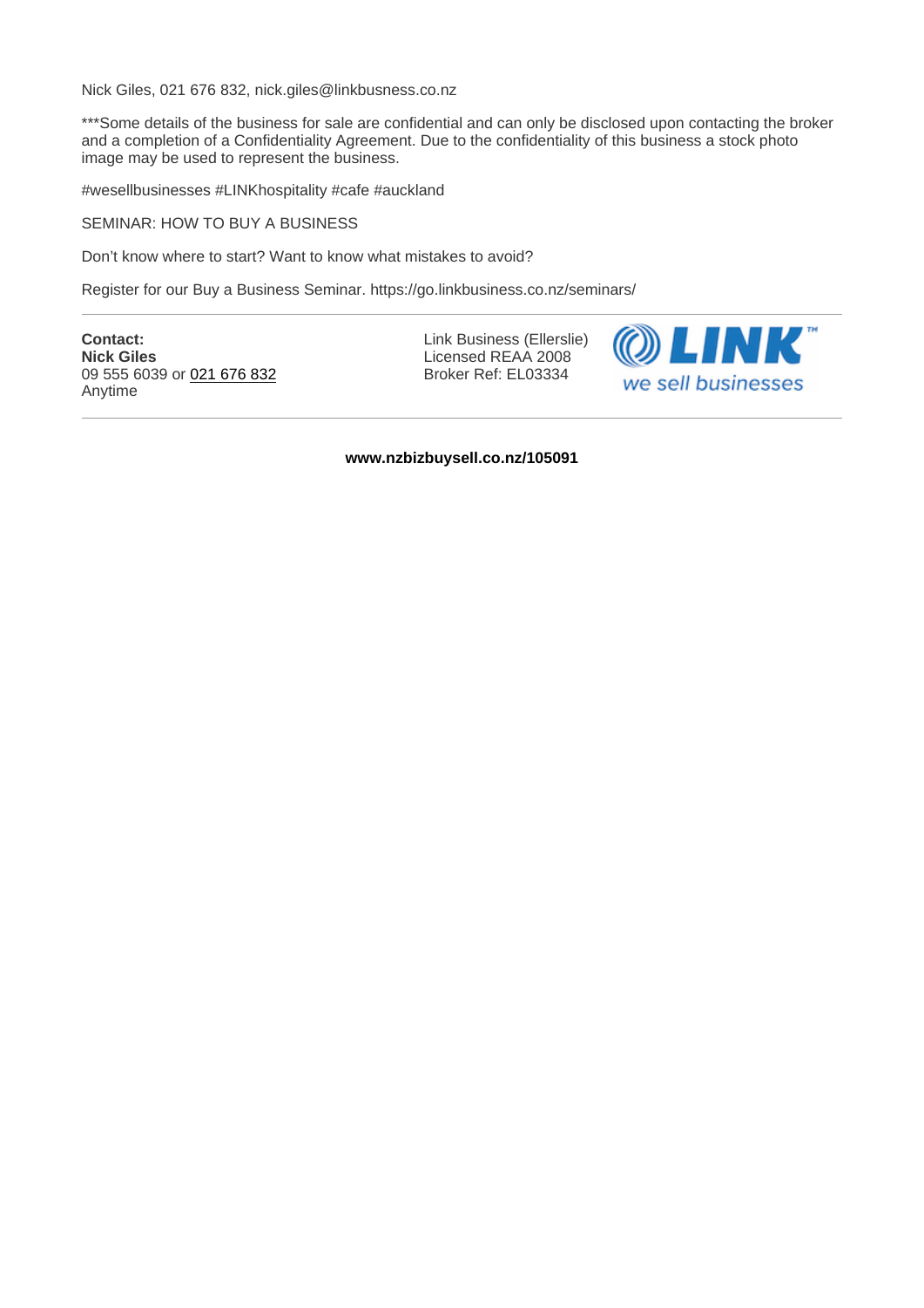Nick Giles, 021 676 832, nick.giles@linkbusness.co.nz

***Some details of the business for sale are confidential and can only be disclosed upon contacting the broker and a completion of a Confidentiality Agreement. Due to the confidentiality of this business a stock photo image may be used to represent the business.

#wesellbusinesses #LINKhospitality #cafe #auckland

SEMINAR: HOW TO BUY A BUSINESS

Don't know where to start? Want to know what mistakes to avoid?

Register for our Buy a Business Seminar. https://go.linkbusiness.co.nz/seminars/

---

**Contact:**
**Nick Giles**
09 555 6039 or 021 676 832
Anytime

Link Business (Ellerslie)
Licensed REAA 2008
Broker Ref: EL03334

LINK™
we sell businesses

---

**www.nzbizbuysell.co.nz/105091**